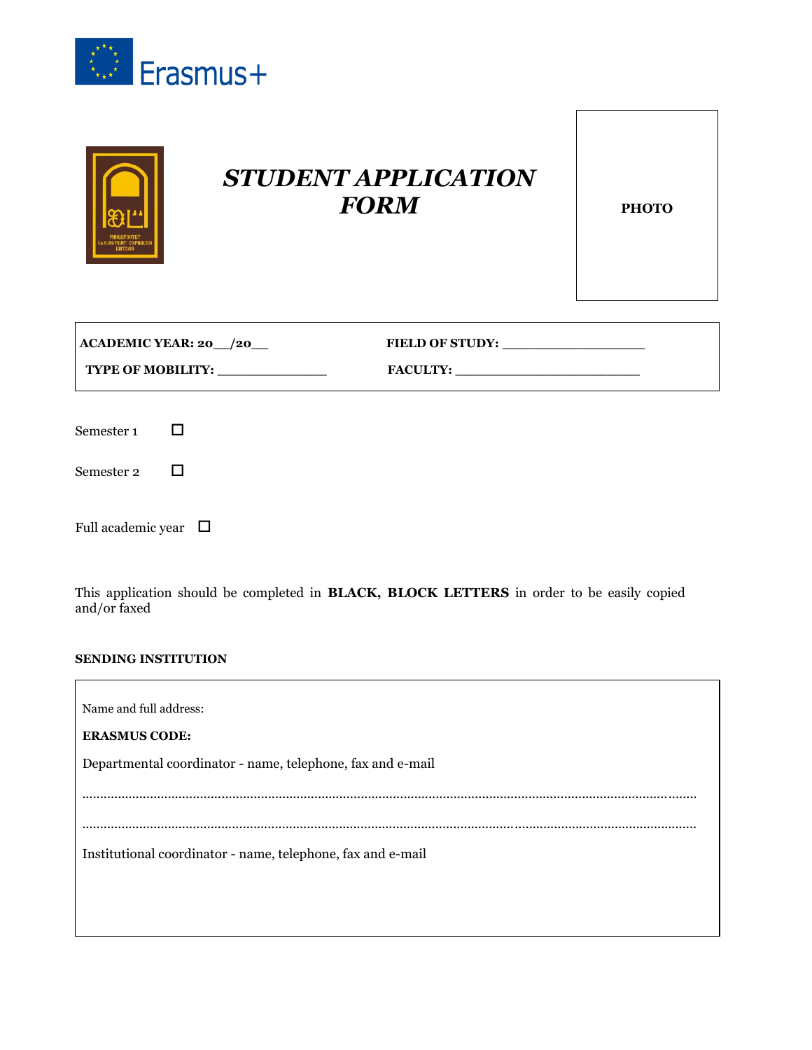Erasmus+

# *STUDENT APPLICATION FORM*

PHOTO

**ACADEMIC YEAR: 20__/20__** **FIELD OF STUDY:** ________________

**TYPE OF MOBILITY:** _____________ **FACULTY:** ______________________

Semester 1 ☐

Semester 2 ☐

Full academic year ☐

This application should be completed in **BLACK, BLOCK LETTERS** in order to be easily copied and/or faxed

**SENDING INSTITUTION**

Name and full address:

**ERASMUS CODE:**

Departmental coordinator - name, telephone, fax and e-mail

.................................................................................................................................................................

.................................................................................................................................................................

Institutional coordinator - name, telephone, fax and e-mail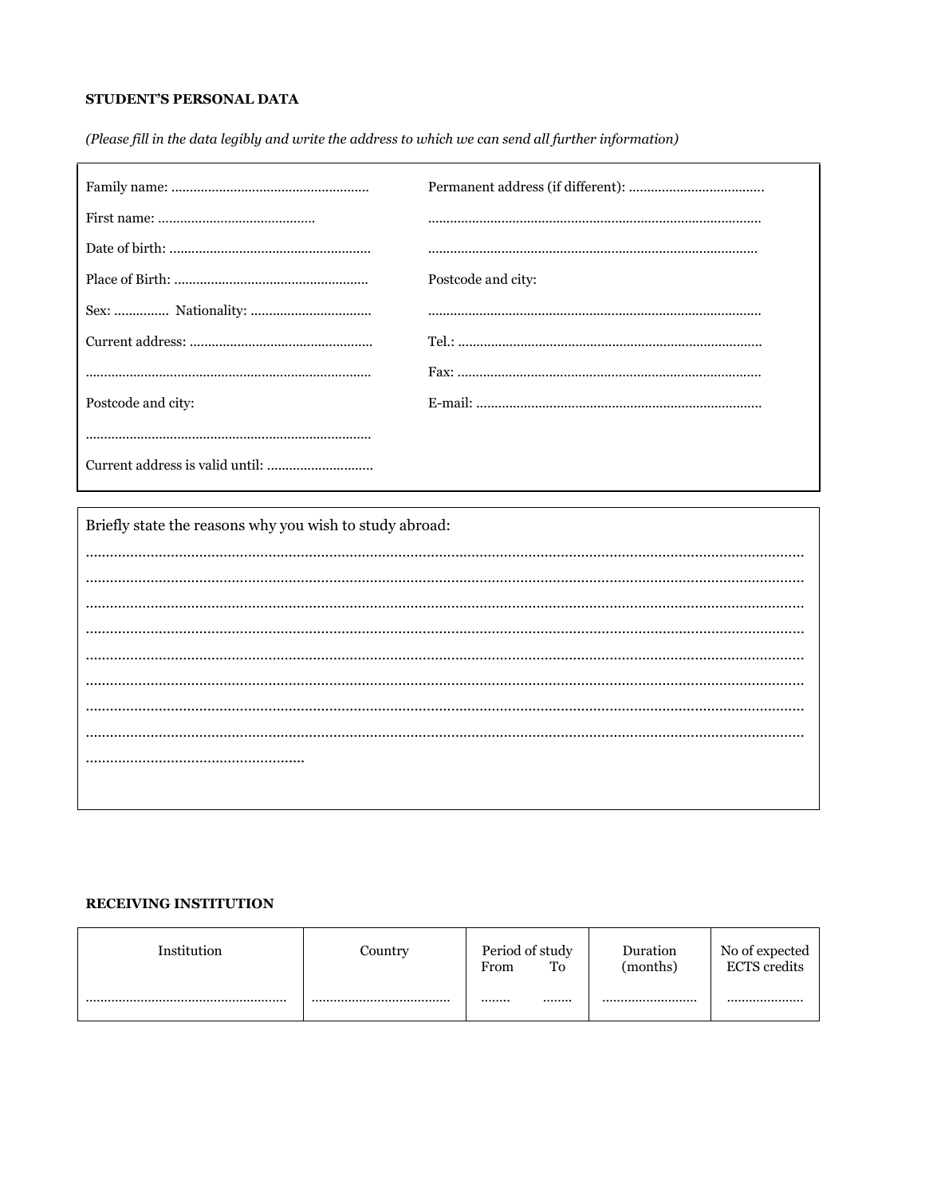**STUDENT'S PERSONAL DATA**

*(Please fill in the data legibly and write the address to which we can send all further information)*

Family name: ...................................................

First name: ..........................................

Date of birth: .....................................................

Place of Birth: ....................................................

Sex: .............. Nationality: ................................

Current address: .................................................

............................................................................

Postcode and city:

............................................................................

Current address is valid until: ............................

Permanent address (if different): ....................................

.........................................................................................

.........................................................................................

Postcode and city:

.........................................................................................

Tel.: ..................................................................................

Fax: ..................................................................................

E-mail: .............................................................................

Briefly state the reasons why you wish to study abroad:

..........................................................................................................................................................

..........................................................................................................................................................

..........................................................................................................................................................

..........................................................................................................................................................

..........................................................................................................................................................

..........................................................................................................................................................

..........................................................................................................................................................

..........................................................................................................................................................

......................................................

**RECEIVING INSTITUTION**

| Institution | Country | Period of study From | Period of study To | Duration (months) | No of expected ECTS credits |
|---|---|---|---|---|---|
| ...................................................... | ..................................... | ........ | ........ | .......................... | ..................... |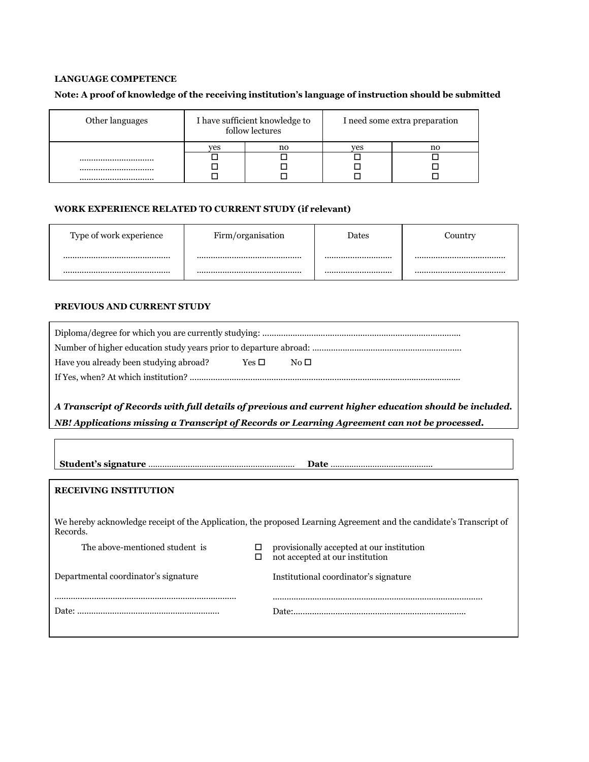**LANGUAGE COMPETENCE**

**Note: A proof of knowledge of the receiving institution's language of instruction should be submitted**

| Other languages | I have sufficient knowledge to follow lectures | | I need some extra preparation | |
|---|---|---|---|---|
| | yes | no | yes | no |
| ………………………… | ☐ | ☐ | ☐ | ☐ |
| ………………………… | ☐ | ☐ | ☐ | ☐ |
| ………………………… | ☐ | ☐ | ☐ | ☐ |

**WORK EXPERIENCE RELATED TO CURRENT STUDY (if relevant)**

| Type of work experience | Firm/organisation | Dates | Country |
|---|---|---|---|
| ……………………………………… | ……………………………………… | ……………………… | ……………………………… |
| ……………………………………… | ……………………………………… | ……………………… | ……………………………… |

**PREVIOUS AND CURRENT STUDY**

Diploma/degree for which you are currently studying: ………………………………………………………………………….

Number of higher education study years prior to departure abroad: ……………………………………………………..

Have you already been studying abroad? Yes ☐ No ☐

If Yes, when? At which institution? …………………………………………………………………………………………….

***A Transcript of Records with full details of previous and current higher education should be included.***

***NB! Applications missing a Transcript of Records or Learning Agreement can not be processed.***

**Student's signature** ……………………………………………………… **Date** ……………………………………

**RECEIVING INSTITUTION**

We hereby acknowledge receipt of the Application, the proposed Learning Agreement and the candidate's Transcript of Records.

The above-mentioned student is

☐ provisionally accepted at our institution
☐ not accepted at our institution

Departmental coordinator's signature

……………………………………………………………………

Date: ……………………………………………………

Institutional coordinator's signature

………………………………………………………………………………

Date:………………………………………………………………….